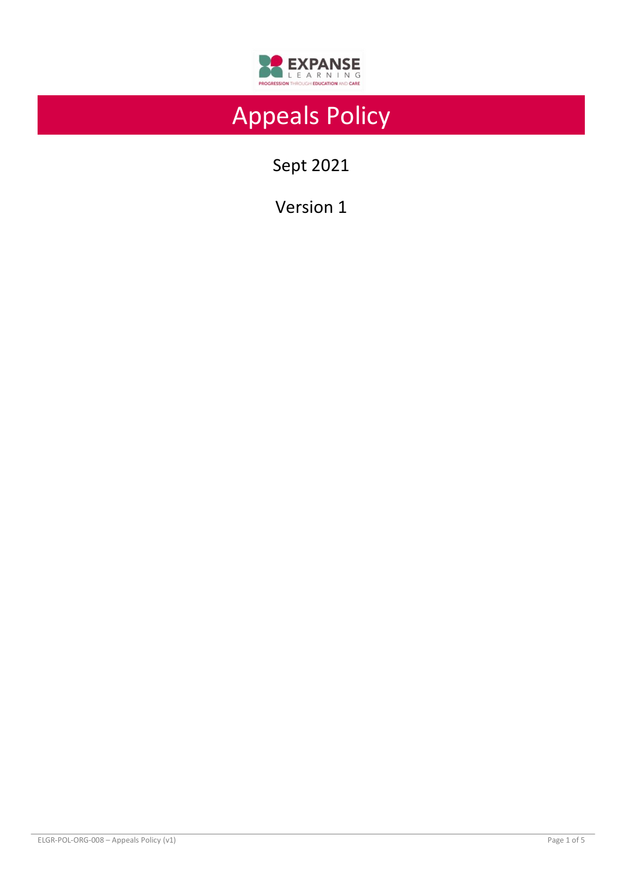# Appeals Policy

Sept 2021

Version 1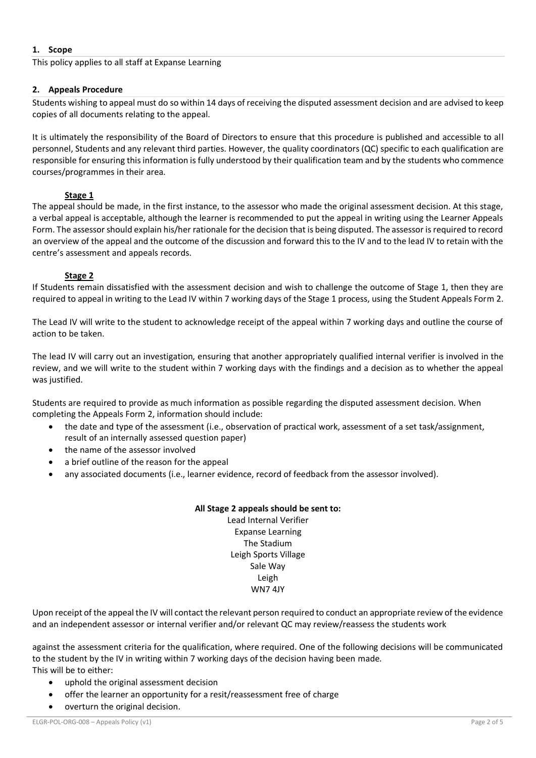## 1. Scope

This policy applies to all staff at Expanse Learning

## 2. Appeals Procedure

Students wishing to appeal must do so within 14 days of receiving the disputed assessment decision and are advised to keep copies of all documents relating to the appeal.

It is ultimately the responsibility of the Board of Directors to ensure that this procedure is published and accessible to all personnel, Students and any relevant third parties. However, the quality coordinators (QC) specific to each qualification are responsible for ensuring this information is fully understood by their qualification team and by the students who commence courses/programmes in their area.

### Stage 1

The appeal should be made, in the first instance, to the assessor who made the original assessment decision. At this stage, a verbal appeal is acceptable, although the learner is recommended to put the appeal in writing using the Learner Appeals Form. The assessor should explain his/her rationale for the decision that is being disputed. The assessor is required to record an overview of the appeal and the outcome of the discussion and forward this to the IV and to the lead IV to retain with the centre's assessment and appeals records.

### Stage 2

If Students remain dissatisfied with the assessment decision and wish to challenge the outcome of Stage 1, then they are required to appeal in writing to the Lead IV within 7 working days of the Stage 1 process, using the Student Appeals Form 2.

The Lead IV will write to the student to acknowledge receipt of the appeal within 7 working days and outline the course of action to be taken.

The lead IV will carry out an investigation, ensuring that another appropriately qualified internal verifier is involved in the review, and we will write to the student within 7 working days with the findings and a decision as to whether the appeal was justified.

Students are required to provide as much information as possible regarding the disputed assessment decision. When completing the Appeals Form 2, information should include:

- the date and type of the assessment (i.e., observation of practical work, assessment of a set task/assignment, result of an internally assessed question paper)
- the name of the assessor involved
- a brief outline of the reason for the appeal
- any associated documents (i.e., learner evidence, record of feedback from the assessor involved).

**All Stage 2 appeals should be sent to:**

Lead Internal Verifier
Expanse Learning
The Stadium
Leigh Sports Village
Sale Way
Leigh
WN7 4JY

Upon receipt of the appeal the IV will contact the relevant person required to conduct an appropriate review of the evidence and an independent assessor or internal verifier and/or relevant QC may review/reassess the students work

against the assessment criteria for the qualification, where required. One of the following decisions will be communicated to the student by the IV in writing within 7 working days of the decision having been made.
This will be to either:

- uphold the original assessment decision
- offer the learner an opportunity for a resit/reassessment free of charge
- overturn the original decision.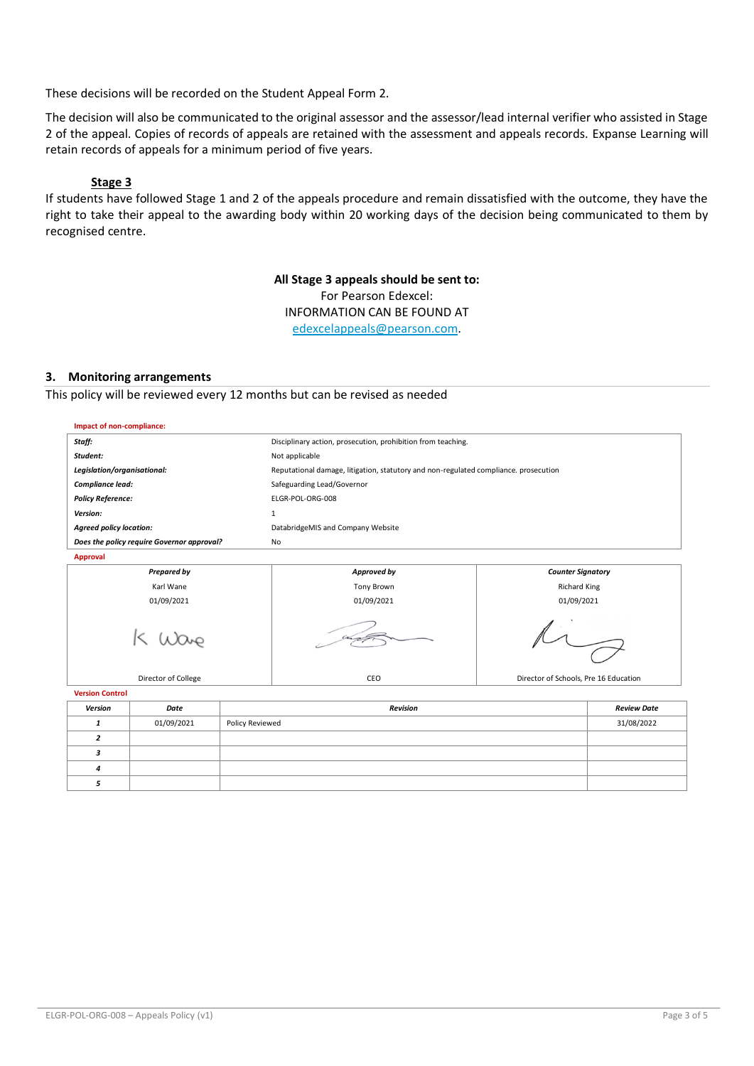These decisions will be recorded on the Student Appeal Form 2.

The decision will also be communicated to the original assessor and the assessor/lead internal verifier who assisted in Stage 2 of the appeal. Copies of records of appeals are retained with the assessment and appeals records. Expanse Learning will retain records of appeals for a minimum period of five years.

**Stage 3**

If students have followed Stage 1 and 2 of the appeals procedure and remain dissatisfied with the outcome, they have the right to take their appeal to the awarding body within 20 working days of the decision being communicated to them by recognised centre.

**All Stage 3 appeals should be sent to:**
For Pearson Edexcel:
INFORMATION CAN BE FOUND AT
edexcelappeals@pearson.com.

## 3. Monitoring arrangements

This policy will be reviewed every 12 months but can be revised as needed

**Impact of non-compliance:**

| | |
|---|---|
| ***Staff:*** | Disciplinary action, prosecution, prohibition from teaching. |
| ***Student:*** | Not applicable |
| ***Legislation/organisational:*** | Reputational damage, litigation, statutory and non-regulated compliance. prosecution |
| ***Compliance lead:*** | Safeguarding Lead/Governor |
| ***Policy Reference:*** | ELGR-POL-ORG-008 |
| ***Version:*** | 1 |
| ***Agreed policy location:*** | DatabridgeMIS and Company Website |
| ***Does the policy require Governor approval?*** | No |

**Approval**

| ***Prepared by*** | ***Approved by*** | ***Counter Signatory*** |
|---|---|---|
| Karl Wane | Tony Brown | Richard King |
| 01/09/2021 | 01/09/2021 | 01/09/2021 |
| K Wane | | |
| Director of College | CEO | Director of Schools, Pre 16 Education |

**Version Control**

| *Version* | *Date* | *Revision* | *Review Date* |
|---|---|---|---|
| ***1*** | 01/09/2021 | Policy Reviewed | 31/08/2022 |
| ***2*** | | | |
| ***3*** | | | |
| ***4*** | | | |
| ***5*** | | | |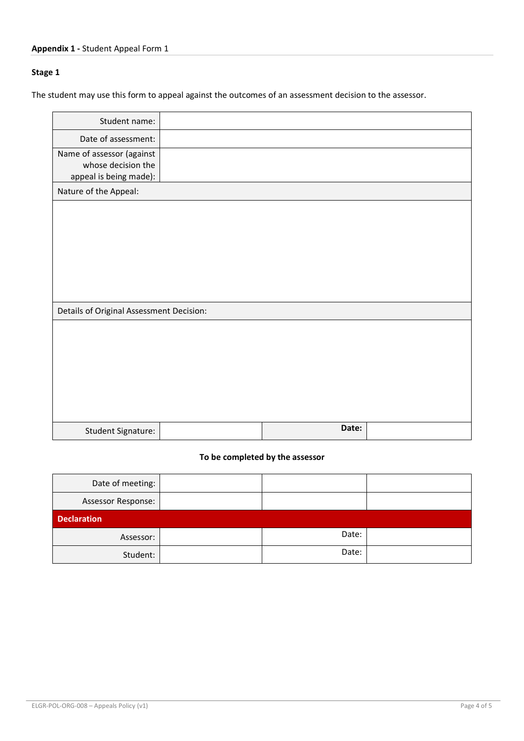**Appendix 1 -** Student Appeal Form 1

**Stage 1**

The student may use this form to appeal against the outcomes of an assessment decision to the assessor.

| | | | |
|---|---|---|---|
| Student name: | | | |
| Date of assessment: | | | |
| Name of assessor (against whose decision the appeal is being made): | | | |
| Nature of the Appeal: | | | |
| | | | |
| Details of Original Assessment Decision: | | | |
| | | | |
| Student Signature: | | **Date:** | |

**To be completed by the assessor**

| | | | |
|---|---|---|---|
| Date of meeting: | | | |
| Assessor Response: | | | |
| **Declaration** | | | |
| Assessor: | | Date: | |
| Student: | | Date: | |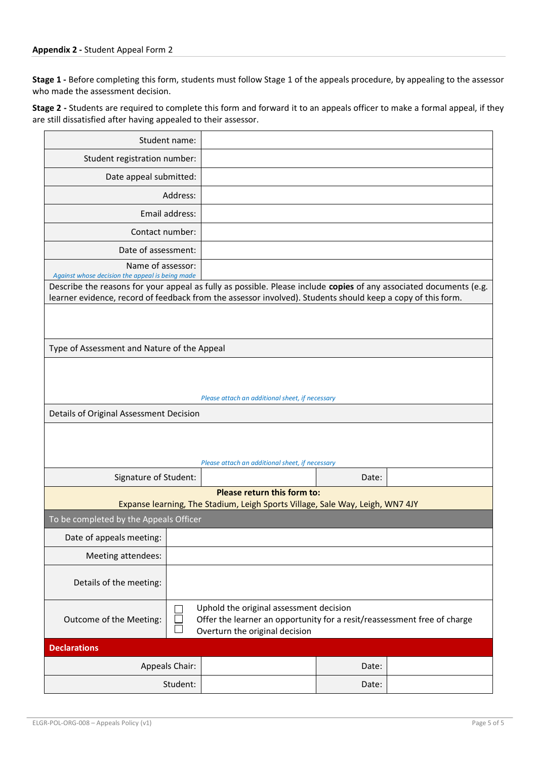**Appendix 2 -** Student Appeal Form 2

**Stage 1 -** Before completing this form, students must follow Stage 1 of the appeals procedure, by appealing to the assessor who made the assessment decision.

**Stage 2 -** Students are required to complete this form and forward it to an appeals officer to make a formal appeal, if they are still dissatisfied after having appealed to their assessor.

| | | | |
|---|---|---|---|
| Student name: | | | |
| Student registration number: | | | |
| Date appeal submitted: | | | |
| Address: | | | |
| Email address: | | | |
| Contact number: | | | |
| Date of assessment: | | | |
| Name of assessor: *Against whose decision the appeal is being made* | | | |
| Describe the reasons for your appeal as fully as possible. Please include **copies** of any associated documents (e.g. learner evidence, record of feedback from the assessor involved). Students should keep a copy of this form. | | | |
| | | | |
| Type of Assessment and Nature of the Appeal | | | |
| *Please attach an additional sheet, if necessary* | | | |
| Details of Original Assessment Decision | | | |
| *Please attach an additional sheet, if necessary* | | | |
| Signature of Student: | | Date: | |
| **Please return this form to:** Expanse learning, The Stadium, Leigh Sports Village, Sale Way, Leigh, WN7 4JY | | | |
| To be completed by the Appeals Officer | | | |
| Date of appeals meeting: | | | |
| Meeting attendees: | | | |
| Details of the meeting: | | | |
| Outcome of the Meeting: | ☐ Uphold the original assessment decision<br>☐ Offer the learner an opportunity for a resit/reassessment free of charge<br>☐ Overturn the original decision | | |
| **Declarations** | | | |
| Appeals Chair: | | Date: | |
| Student: | | Date: | |